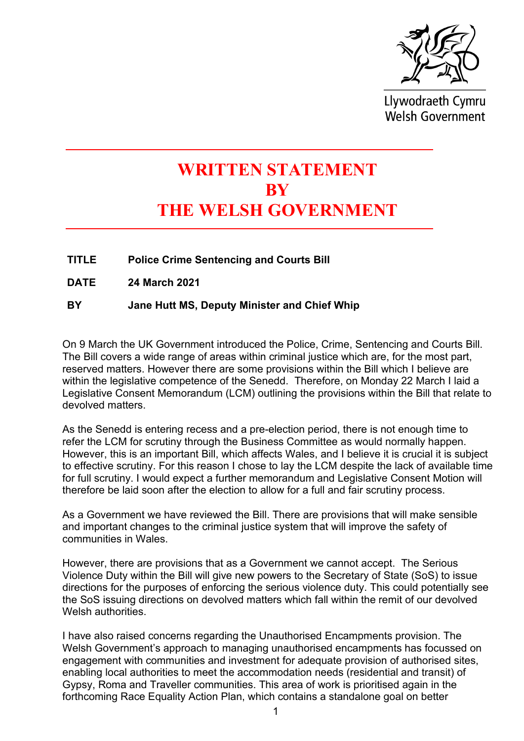Llywodraeth Cymru
Welsh Government

# WRITTEN STATEMENT BY THE WELSH GOVERNMENT

**TITLE** **Police Crime Sentencing and Courts Bill**

**DATE** **24 March 2021**

**BY** **Jane Hutt MS, Deputy Minister and Chief Whip**

On 9 March the UK Government introduced the Police, Crime, Sentencing and Courts Bill. The Bill covers a wide range of areas within criminal justice which are, for the most part, reserved matters. However there are some provisions within the Bill which I believe are within the legislative competence of the Senedd. Therefore, on Monday 22 March I laid a Legislative Consent Memorandum (LCM) outlining the provisions within the Bill that relate to devolved matters.

As the Senedd is entering recess and a pre-election period, there is not enough time to refer the LCM for scrutiny through the Business Committee as would normally happen. However, this is an important Bill, which affects Wales, and I believe it is crucial it is subject to effective scrutiny. For this reason I chose to lay the LCM despite the lack of available time for full scrutiny. I would expect a further memorandum and Legislative Consent Motion will therefore be laid soon after the election to allow for a full and fair scrutiny process.

As a Government we have reviewed the Bill. There are provisions that will make sensible and important changes to the criminal justice system that will improve the safety of communities in Wales.

However, there are provisions that as a Government we cannot accept. The Serious Violence Duty within the Bill will give new powers to the Secretary of State (SoS) to issue directions for the purposes of enforcing the serious violence duty. This could potentially see the SoS issuing directions on devolved matters which fall within the remit of our devolved Welsh authorities.

I have also raised concerns regarding the Unauthorised Encampments provision. The Welsh Government's approach to managing unauthorised encampments has focussed on engagement with communities and investment for adequate provision of authorised sites, enabling local authorities to meet the accommodation needs (residential and transit) of Gypsy, Roma and Traveller communities. This area of work is prioritised again in the forthcoming Race Equality Action Plan, which contains a standalone goal on better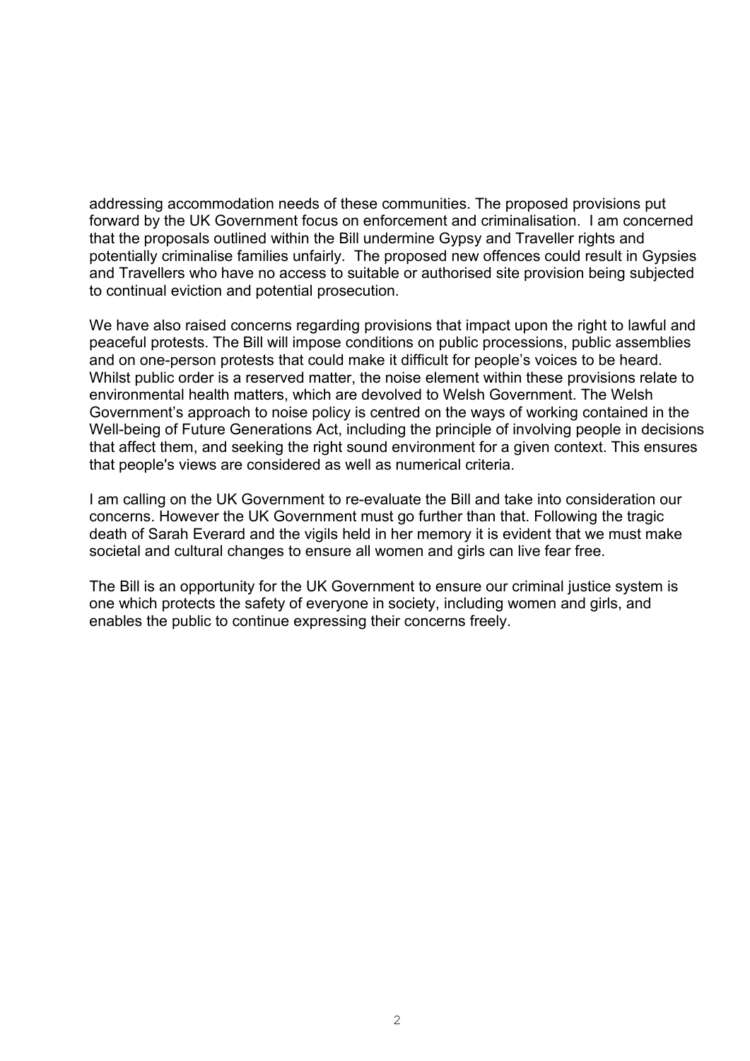addressing accommodation needs of these communities. The proposed provisions put forward by the UK Government focus on enforcement and criminalisation. I am concerned that the proposals outlined within the Bill undermine Gypsy and Traveller rights and potentially criminalise families unfairly. The proposed new offences could result in Gypsies and Travellers who have no access to suitable or authorised site provision being subjected to continual eviction and potential prosecution.

We have also raised concerns regarding provisions that impact upon the right to lawful and peaceful protests. The Bill will impose conditions on public processions, public assemblies and on one-person protests that could make it difficult for people's voices to be heard. Whilst public order is a reserved matter, the noise element within these provisions relate to environmental health matters, which are devolved to Welsh Government. The Welsh Government's approach to noise policy is centred on the ways of working contained in the Well-being of Future Generations Act, including the principle of involving people in decisions that affect them, and seeking the right sound environment for a given context. This ensures that people's views are considered as well as numerical criteria.

I am calling on the UK Government to re-evaluate the Bill and take into consideration our concerns. However the UK Government must go further than that. Following the tragic death of Sarah Everard and the vigils held in her memory it is evident that we must make societal and cultural changes to ensure all women and girls can live fear free.

The Bill is an opportunity for the UK Government to ensure our criminal justice system is one which protects the safety of everyone in society, including women and girls, and enables the public to continue expressing their concerns freely.